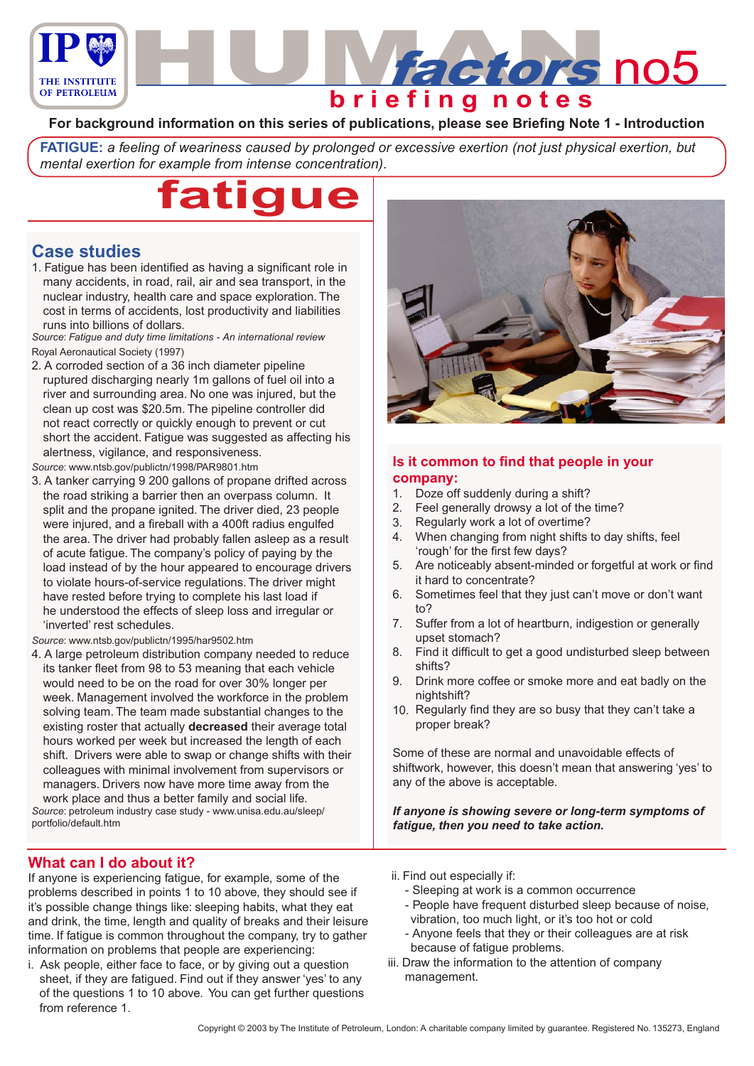# HUMAN *factors* no5

## briefing notes

**For background information on this series of publications, please see Briefing Note 1 - Introduction**

**FATIGUE:** *a feeling of weariness caused by prolonged or excessive exertion (not just physical exertion, but mental exertion for example from intense concentration).*

# fatigue

## Case studies

1. Fatigue has been identified as having a significant role in many accidents, in road, rail, air and sea transport, in the nuclear industry, health care and space exploration. The cost in terms of accidents, lost productivity and liabilities runs into billions of dollars.

*Source*: *Fatigue and duty time limitations - An international review* Royal Aeronautical Society (1997)

2. A corroded section of a 36 inch diameter pipeline ruptured discharging nearly 1m gallons of fuel oil into a river and surrounding area. No one was injured, but the clean up cost was $20.5m. The pipeline controller did not react correctly or quickly enough to prevent or cut short the accident. Fatigue was suggested as affecting his alertness, vigilance, and responsiveness.

*Source*: www.ntsb.gov/publictn/1998/PAR9801.htm

3. A tanker carrying 9 200 gallons of propane drifted across the road striking a barrier then an overpass column. It split and the propane ignited. The driver died, 23 people were injured, and a fireball with a 400ft radius engulfed the area. The driver had probably fallen asleep as a result of acute fatigue. The company's policy of paying by the load instead of by the hour appeared to encourage drivers to violate hours-of-service regulations. The driver might have rested before trying to complete his last load if he understood the effects of sleep loss and irregular or 'inverted' rest schedules.

*Source*: www.ntsb.gov/publictn/1995/har9502.htm

4. A large petroleum distribution company needed to reduce its tanker fleet from 98 to 53 meaning that each vehicle would need to be on the road for over 30% longer per week. Management involved the workforce in the problem solving team. The team made substantial changes to the existing roster that actually **decreased** their average total hours worked per week but increased the length of each shift. Drivers were able to swap or change shifts with their colleagues with minimal involvement from supervisors or managers. Drivers now have more time away from the work place and thus a better family and social life.

*Source*: petroleum industry case study - www.unisa.edu.au/sleep/portfolio/default.htm

## Is it common to find that people in your company:

1. Doze off suddenly during a shift?
2. Feel generally drowsy a lot of the time?
3. Regularly work a lot of overtime?
4. When changing from night shifts to day shifts, feel 'rough' for the first few days?
5. Are noticeably absent-minded or forgetful at work or find it hard to concentrate?
6. Sometimes feel that they just can't move or don't want to?
7. Suffer from a lot of heartburn, indigestion or generally upset stomach?
8. Find it difficult to get a good undisturbed sleep between shifts?
9. Drink more coffee or smoke more and eat badly on the nightshift?
10. Regularly find they are so busy that they can't take a proper break?

Some of these are normal and unavoidable effects of shiftwork, however, this doesn't mean that answering 'yes' to any of the above is acceptable.

***If anyone is showing severe or long-term symptoms of fatigue, then you need to take action.***

## What can I do about it?

If anyone is experiencing fatigue, for example, some of the problems described in points 1 to 10 above, they should see if it's possible change things like: sleeping habits, what they eat and drink, the time, length and quality of breaks and their leisure time. If fatigue is common throughout the company, try to gather information on problems that people are experiencing:

i. Ask people, either face to face, or by giving out a question sheet, if they are fatigued. Find out if they answer 'yes' to any of the questions 1 to 10 above. You can get further questions from reference 1.

ii. Find out especially if:
   - Sleeping at work is a common occurrence
   - People have frequent disturbed sleep because of noise, vibration, too much light, or it's too hot or cold
   - Anyone feels that they or their colleagues are at risk because of fatigue problems.

iii. Draw the information to the attention of company management.

Copyright © 2003 by The Institute of Petroleum, London: A charitable company limited by guarantee. Registered No. 135273, England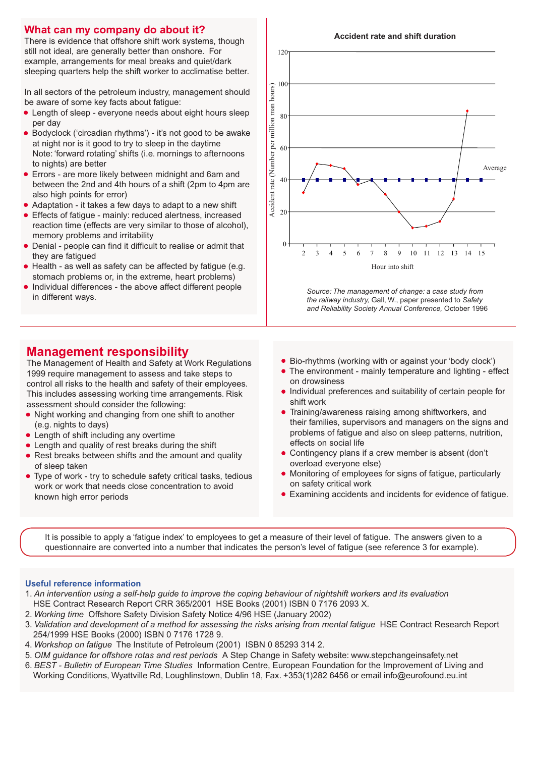## What can my company do about it?

There is evidence that offshore shift work systems, though still not ideal, are generally better than onshore. For example, arrangements for meal breaks and quiet/dark sleeping quarters help the shift worker to acclimatise better.

In all sectors of the petroleum industry, management should be aware of some key facts about fatigue:

- Length of sleep - everyone needs about eight hours sleep per day
- Bodyclock ('circadian rhythms') - it's not good to be awake at night nor is it good to try to sleep in the daytime
  Note: 'forward rotating' shifts (i.e. mornings to afternoons to nights) are better
- Errors - are more likely between midnight and 6am and between the 2nd and 4th hours of a shift (2pm to 4pm are also high points for error)
- Adaptation - it takes a few days to adapt to a new shift
- Effects of fatigue - mainly: reduced alertness, increased reaction time (effects are very similar to those of alcohol), memory problems and irritability
- Denial - people can find it difficult to realise or admit that they are fatigued
- Health - as well as safety can be affected by fatigue (e.g. stomach problems or, in the extreme, heart problems)
- Individual differences - the above affect different people in different ways.

**Accident rate and shift duration**

Accident rate (Number per million man hours)

0
20
40
60
80
100
120

Average

Hour into shift

2 3 4 5 6 7 8 9 10 11 12 13 14 15

*Source: The management of change: a case study from the railway industry,* Gall, W., paper presented to *Safety and Reliability Society Annual Conference,* October 1996

## Management responsibility

The Management of Health and Safety at Work Regulations 1999 require management to assess and take steps to control all risks to the health and safety of their employees. This includes assessing working time arrangements. Risk assessment should consider the following:

- Night working and changing from one shift to another (e.g. nights to days)
- Length of shift including any overtime
- Length and quality of rest breaks during the shift
- Rest breaks between shifts and the amount and quality of sleep taken
- Type of work - try to schedule safety critical tasks, tedious work or work that needs close concentration to avoid known high error periods
- Bio-rhythms (working with or against your 'body clock')
- The environment - mainly temperature and lighting - effect on drowsiness
- Individual preferences and suitability of certain people for shift work
- Training/awareness raising among shiftworkers, and their families, supervisors and managers on the signs and problems of fatigue and also on sleep patterns, nutrition, effects on social life
- Contingency plans if a crew member is absent (don't overload everyone else)
- Monitoring of employees for signs of fatigue, particularly on safety critical work
- Examining accidents and incidents for evidence of fatigue.

It is possible to apply a 'fatigue index' to employees to get a measure of their level of fatigue. The answers given to a questionnaire are converted into a number that indicates the person's level of fatigue (see reference 3 for example).

### Useful reference information

1. *An intervention using a self-help guide to improve the coping behaviour of nightshift workers and its evaluation* HSE Contract Research Report CRR 365/2001 HSE Books (2001) ISBN 0 7176 2093 X.
2. *Working time* Offshore Safety Division Safety Notice 4/96 HSE (January 2002)
3. *Validation and development of a method for assessing the risks arising from mental fatigue* HSE Contract Research Report 254/1999 HSE Books (2000) ISBN 0 7176 1728 9.
4. *Workshop on fatigue* The Institute of Petroleum (2001) ISBN 0 85293 314 2.
5. *OIM guidance for offshore rotas and rest periods* A Step Change in Safety website: www.stepchangeinsafety.net
6. *BEST - Bulletin of European Time Studies* Information Centre, European Foundation for the Improvement of Living and Working Conditions, Wyattville Rd, Loughlinstown, Dublin 18, Fax. +353(1)282 6456 or email info@eurofound.eu.int